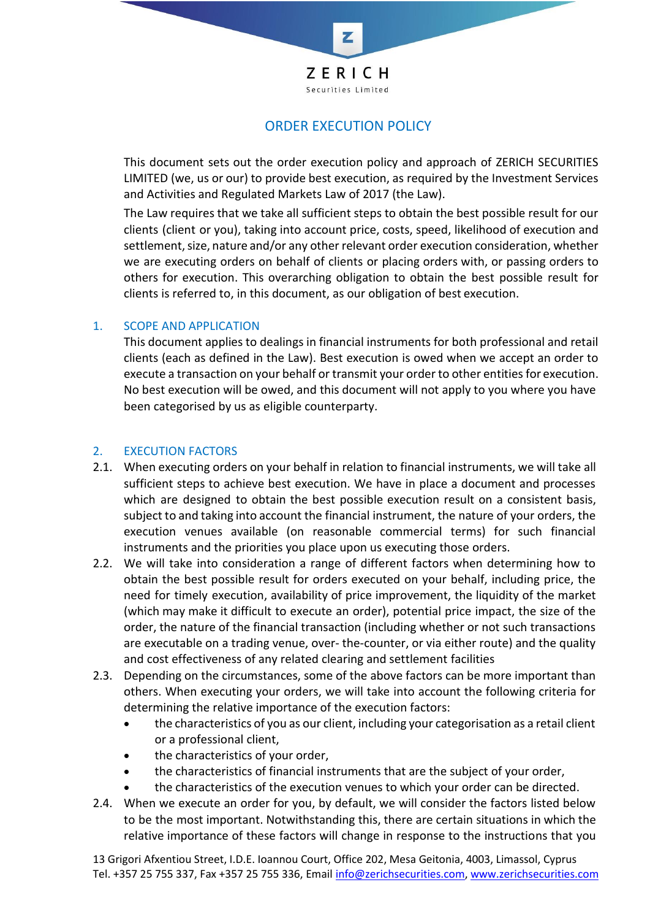ZERICH

Securities Limited

# ORDER EXECUTION POLICY

This document sets out the order execution policy and approach of ZERICH SECURITIES LIMITED (we, us or our) to provide best execution, as required by the Investment Services and Activities and Regulated Markets Law of 2017 (the Law).

The Law requires that we take all sufficient steps to obtain the best possible result for our clients (client or you), taking into account price, costs, speed, likelihood of execution and settlement, size, nature and/or any other relevant order execution consideration, whether we are executing orders on behalf of clients or placing orders with, or passing orders to others for execution. This overarching obligation to obtain the best possible result for clients is referred to, in this document, as our obligation of best execution.

## 1. SCOPE AND APPLICATION

This document applies to dealings in financial instruments for both professional and retail clients (each as defined in the Law). Best execution is owed when we accept an order to execute a transaction on your behalf or transmit your order to other entities for execution. No best execution will be owed, and this document will not apply to you where you have been categorised by us as eligible counterparty.

## 2. EXECUTION FACTORS

2.1. When executing orders on your behalf in relation to financial instruments, we will take all sufficient steps to achieve best execution. We have in place a document and processes which are designed to obtain the best possible execution result on a consistent basis, subject to and taking into account the financial instrument, the nature of your orders, the execution venues available (on reasonable commercial terms) for such financial instruments and the priorities you place upon us executing those orders.

2.2. We will take into consideration a range of different factors when determining how to obtain the best possible result for orders executed on your behalf, including price, the need for timely execution, availability of price improvement, the liquidity of the market (which may make it difficult to execute an order), potential price impact, the size of the order, the nature of the financial transaction (including whether or not such transactions are executable on a trading venue, over- the-counter, or via either route) and the quality and cost effectiveness of any related clearing and settlement facilities

2.3. Depending on the circumstances, some of the above factors can be more important than others. When executing your orders, we will take into account the following criteria for determining the relative importance of the execution factors:

- the characteristics of you as our client, including your categorisation as a retail client or a professional client,
- the characteristics of your order,
- the characteristics of financial instruments that are the subject of your order,
- the characteristics of the execution venues to which your order can be directed.

2.4. When we execute an order for you, by default, we will consider the factors listed below to be the most important. Notwithstanding this, there are certain situations in which the relative importance of these factors will change in response to the instructions that you

13 Grigori Afxentiou Street, I.D.E. Ioannou Court, Office 202, Mesa Geitonia, 4003, Limassol, Cyprus
Tel. +357 25 755 337, Fax +357 25 755 336, Email info@zerichsecurities.com, www.zerichsecurities.com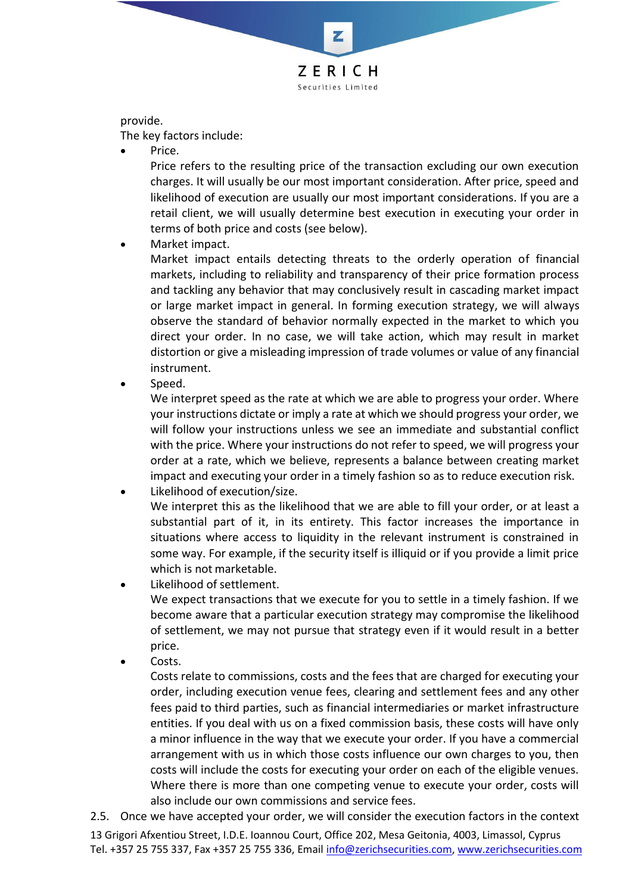provide.

The key factors include:

- Price.

  Price refers to the resulting price of the transaction excluding our own execution charges. It will usually be our most important consideration. After price, speed and likelihood of execution are usually our most important considerations. If you are a retail client, we will usually determine best execution in executing your order in terms of both price and costs (see below).
- Market impact.

  Market impact entails detecting threats to the orderly operation of financial markets, including to reliability and transparency of their price formation process and tackling any behavior that may conclusively result in cascading market impact or large market impact in general. In forming execution strategy, we will always observe the standard of behavior normally expected in the market to which you direct your order. In no case, we will take action, which may result in market distortion or give a misleading impression of trade volumes or value of any financial instrument.
- Speed.

  We interpret speed as the rate at which we are able to progress your order. Where your instructions dictate or imply a rate at which we should progress your order, we will follow your instructions unless we see an immediate and substantial conflict with the price. Where your instructions do not refer to speed, we will progress your order at a rate, which we believe, represents a balance between creating market impact and executing your order in a timely fashion so as to reduce execution risk.
- Likelihood of execution/size.

  We interpret this as the likelihood that we are able to fill your order, or at least a substantial part of it, in its entirety. This factor increases the importance in situations where access to liquidity in the relevant instrument is constrained in some way. For example, if the security itself is illiquid or if you provide a limit price which is not marketable.
- Likelihood of settlement.

  We expect transactions that we execute for you to settle in a timely fashion. If we become aware that a particular execution strategy may compromise the likelihood of settlement, we may not pursue that strategy even if it would result in a better price.
- Costs.

  Costs relate to commissions, costs and the fees that are charged for executing your order, including execution venue fees, clearing and settlement fees and any other fees paid to third parties, such as financial intermediaries or market infrastructure entities. If you deal with us on a fixed commission basis, these costs will have only a minor influence in the way that we execute your order. If you have a commercial arrangement with us in which those costs influence our own charges to you, then costs will include the costs for executing your order on each of the eligible venues. Where there is more than one competing venue to execute your order, costs will also include our own commissions and service fees.

2.5. Once we have accepted your order, we will consider the execution factors in the context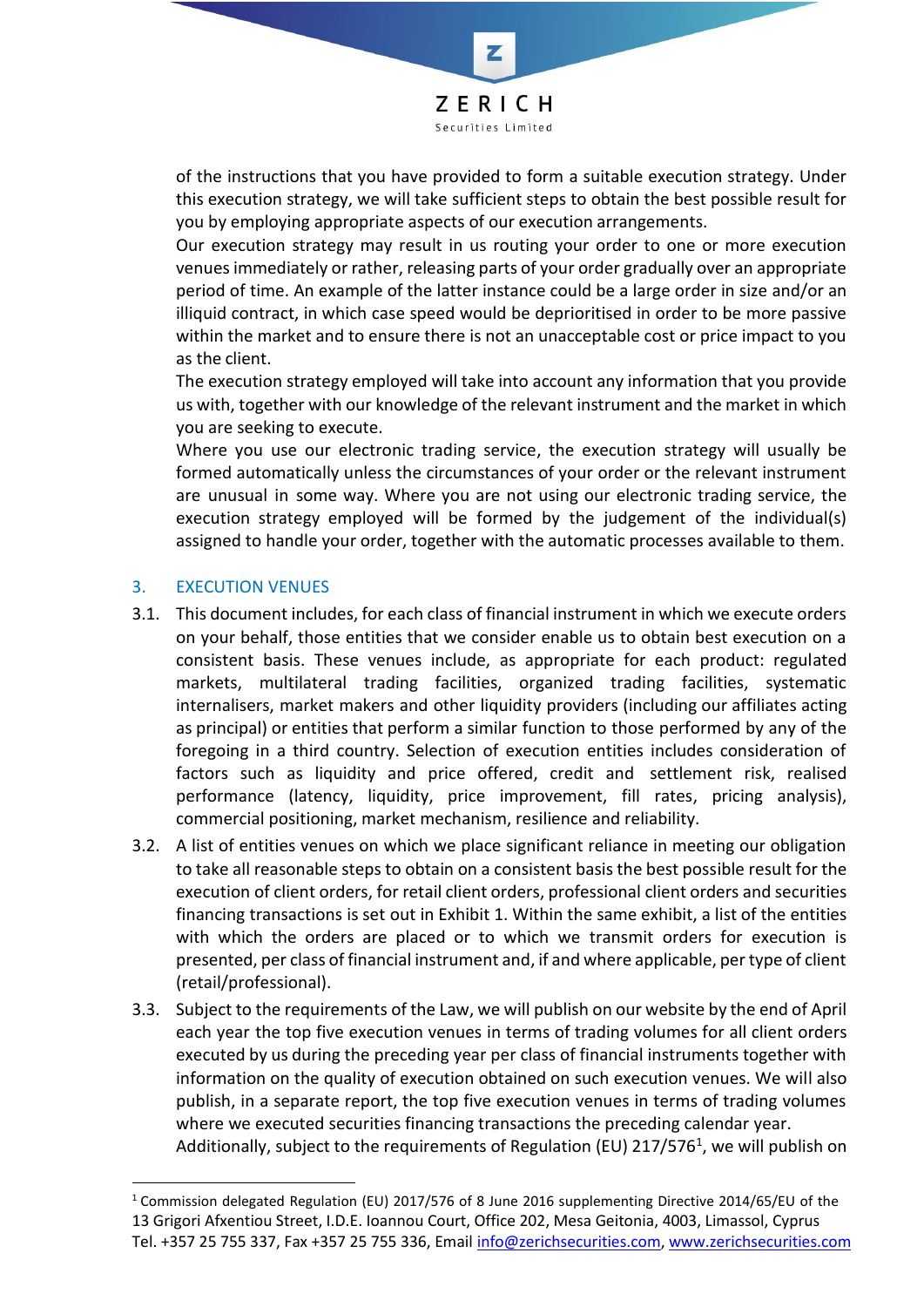of the instructions that you have provided to form a suitable execution strategy. Under this execution strategy, we will take sufficient steps to obtain the best possible result for you by employing appropriate aspects of our execution arrangements.

Our execution strategy may result in us routing your order to one or more execution venues immediately or rather, releasing parts of your order gradually over an appropriate period of time. An example of the latter instance could be a large order in size and/or an illiquid contract, in which case speed would be deprioritised in order to be more passive within the market and to ensure there is not an unacceptable cost or price impact to you as the client.

The execution strategy employed will take into account any information that you provide us with, together with our knowledge of the relevant instrument and the market in which you are seeking to execute.

Where you use our electronic trading service, the execution strategy will usually be formed automatically unless the circumstances of your order or the relevant instrument are unusual in some way. Where you are not using our electronic trading service, the execution strategy employed will be formed by the judgement of the individual(s) assigned to handle your order, together with the automatic processes available to them.

## 3. EXECUTION VENUES

3.1. This document includes, for each class of financial instrument in which we execute orders on your behalf, those entities that we consider enable us to obtain best execution on a consistent basis. These venues include, as appropriate for each product: regulated markets, multilateral trading facilities, organized trading facilities, systematic internalisers, market makers and other liquidity providers (including our affiliates acting as principal) or entities that perform a similar function to those performed by any of the foregoing in a third country. Selection of execution entities includes consideration of factors such as liquidity and price offered, credit and settlement risk, realised performance (latency, liquidity, price improvement, fill rates, pricing analysis), commercial positioning, market mechanism, resilience and reliability.

3.2. A list of entities venues on which we place significant reliance in meeting our obligation to take all reasonable steps to obtain on a consistent basis the best possible result for the execution of client orders, for retail client orders, professional client orders and securities financing transactions is set out in Exhibit 1. Within the same exhibit, a list of the entities with which the orders are placed or to which we transmit orders for execution is presented, per class of financial instrument and, if and where applicable, per type of client (retail/professional).

3.3. Subject to the requirements of the Law, we will publish on our website by the end of April each year the top five execution venues in terms of trading volumes for all client orders executed by us during the preceding year per class of financial instruments together with information on the quality of execution obtained on such execution venues. We will also publish, in a separate report, the top five execution venues in terms of trading volumes where we executed securities financing transactions the preceding calendar year.

Additionally, subject to the requirements of Regulation (EU) 217/576[1], we will publish on

[1] Commission delegated Regulation (EU) 2017/576 of 8 June 2016 supplementing Directive 2014/65/EU of the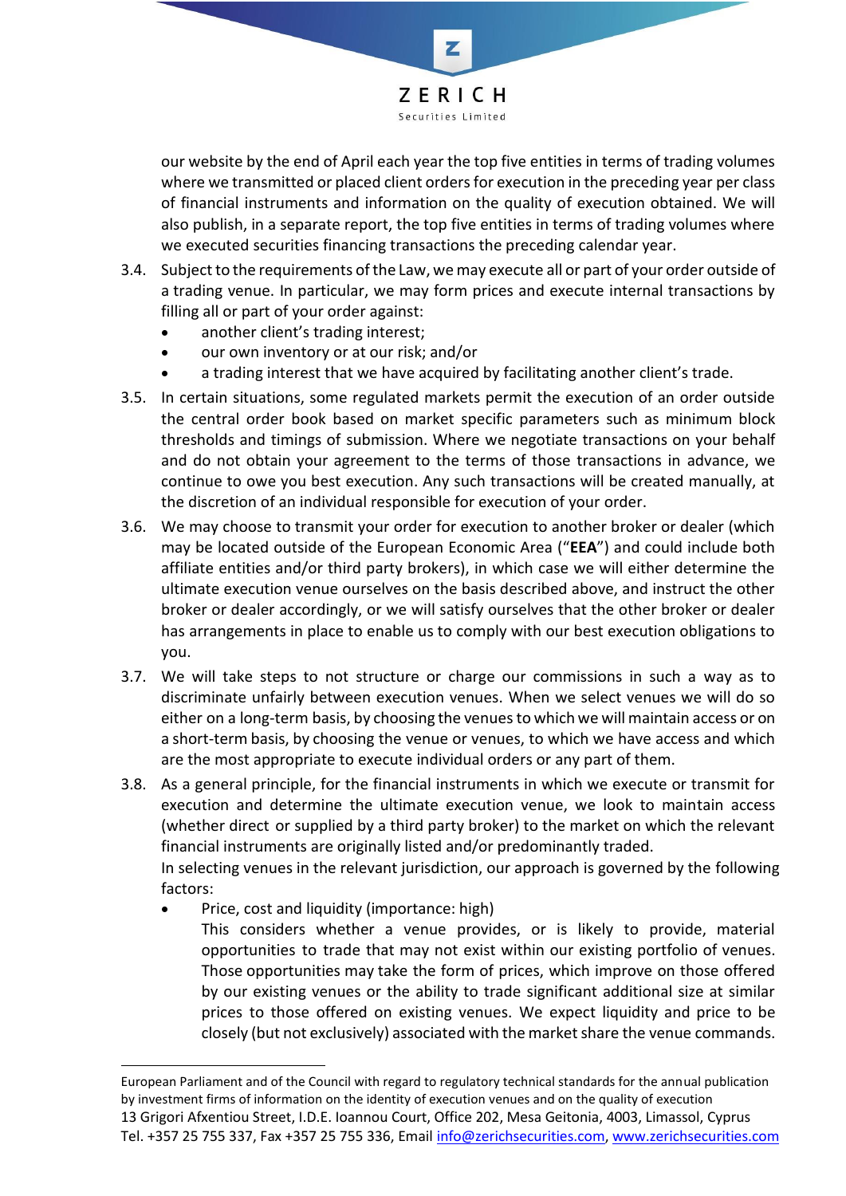our website by the end of April each year the top five entities in terms of trading volumes where we transmitted or placed client orders for execution in the preceding year per class of financial instruments and information on the quality of execution obtained. We will also publish, in a separate report, the top five entities in terms of trading volumes where we executed securities financing transactions the preceding calendar year.

3.4. Subject to the requirements of the Law, we may execute all or part of your order outside of a trading venue. In particular, we may form prices and execute internal transactions by filling all or part of your order against:

- another client's trading interest;
- our own inventory or at our risk; and/or
- a trading interest that we have acquired by facilitating another client's trade.

3.5. In certain situations, some regulated markets permit the execution of an order outside the central order book based on market specific parameters such as minimum block thresholds and timings of submission. Where we negotiate transactions on your behalf and do not obtain your agreement to the terms of those transactions in advance, we continue to owe you best execution. Any such transactions will be created manually, at the discretion of an individual responsible for execution of your order.

3.6. We may choose to transmit your order for execution to another broker or dealer (which may be located outside of the European Economic Area ("**EEA**") and could include both affiliate entities and/or third party brokers), in which case we will either determine the ultimate execution venue ourselves on the basis described above, and instruct the other broker or dealer accordingly, or we will satisfy ourselves that the other broker or dealer has arrangements in place to enable us to comply with our best execution obligations to you.

3.7. We will take steps to not structure or charge our commissions in such a way as to discriminate unfairly between execution venues. When we select venues we will do so either on a long-term basis, by choosing the venues to which we will maintain access or on a short-term basis, by choosing the venue or venues, to which we have access and which are the most appropriate to execute individual orders or any part of them.

3.8. As a general principle, for the financial instruments in which we execute or transmit for execution and determine the ultimate execution venue, we look to maintain access (whether direct or supplied by a third party broker) to the market on which the relevant financial instruments are originally listed and/or predominantly traded.
In selecting venues in the relevant jurisdiction, our approach is governed by the following factors:

- Price, cost and liquidity (importance: high)
  This considers whether a venue provides, or is likely to provide, material opportunities to trade that may not exist within our existing portfolio of venues. Those opportunities may take the form of prices, which improve on those offered by our existing venues or the ability to trade significant additional size at similar prices to those offered on existing venues. We expect liquidity and price to be closely (but not exclusively) associated with the market share the venue commands.

---

European Parliament and of the Council with regard to regulatory technical standards for the annual publication by investment firms of information on the identity of execution venues and on the quality of execution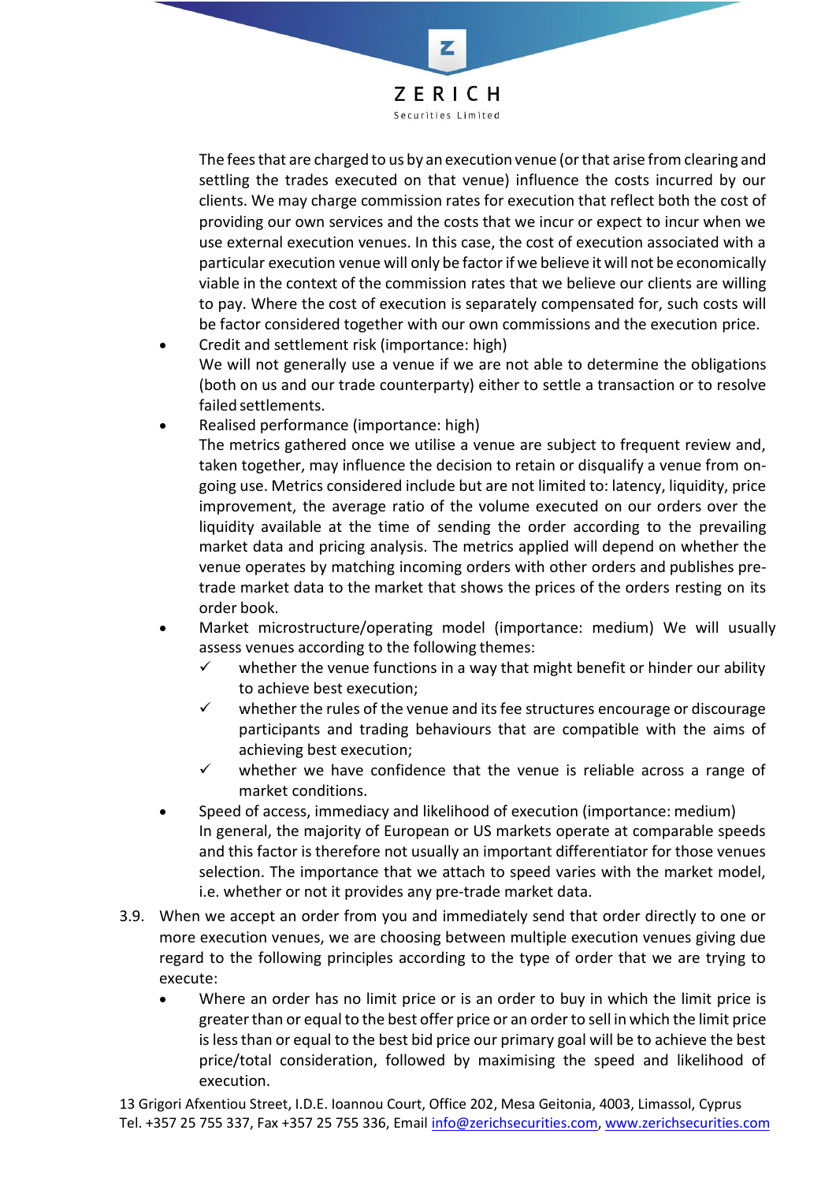The fees that are charged to us by an execution venue (or that arise from clearing and settling the trades executed on that venue) influence the costs incurred by our clients. We may charge commission rates for execution that reflect both the cost of providing our own services and the costs that we incur or expect to incur when we use external execution venues. In this case, the cost of execution associated with a particular execution venue will only be factor if we believe it will not be economically viable in the context of the commission rates that we believe our clients are willing to pay. Where the cost of execution is separately compensated for, such costs will be factor considered together with our own commissions and the execution price.

- Credit and settlement risk (importance: high)
  We will not generally use a venue if we are not able to determine the obligations (both on us and our trade counterparty) either to settle a transaction or to resolve failed settlements.
- Realised performance (importance: high)
  The metrics gathered once we utilise a venue are subject to frequent review and, taken together, may influence the decision to retain or disqualify a venue from on-going use. Metrics considered include but are not limited to: latency, liquidity, price improvement, the average ratio of the volume executed on our orders over the liquidity available at the time of sending the order according to the prevailing market data and pricing analysis. The metrics applied will depend on whether the venue operates by matching incoming orders with other orders and publishes pre-trade market data to the market that shows the prices of the orders resting on its order book.
- Market microstructure/operating model (importance: medium) We will usually assess venues according to the following themes:
  - ✓ whether the venue functions in a way that might benefit or hinder our ability to achieve best execution;
  - ✓ whether the rules of the venue and its fee structures encourage or discourage participants and trading behaviours that are compatible with the aims of achieving best execution;
  - ✓ whether we have confidence that the venue is reliable across a range of market conditions.
- Speed of access, immediacy and likelihood of execution (importance: medium)
  In general, the majority of European or US markets operate at comparable speeds and this factor is therefore not usually an important differentiator for those venues selection. The importance that we attach to speed varies with the market model, i.e. whether or not it provides any pre-trade market data.

3.9. When we accept an order from you and immediately send that order directly to one or more execution venues, we are choosing between multiple execution venues giving due regard to the following principles according to the type of order that we are trying to execute:

- Where an order has no limit price or is an order to buy in which the limit price is greater than or equal to the best offer price or an order to sell in which the limit price is less than or equal to the best bid price our primary goal will be to achieve the best price/total consideration, followed by maximising the speed and likelihood of execution.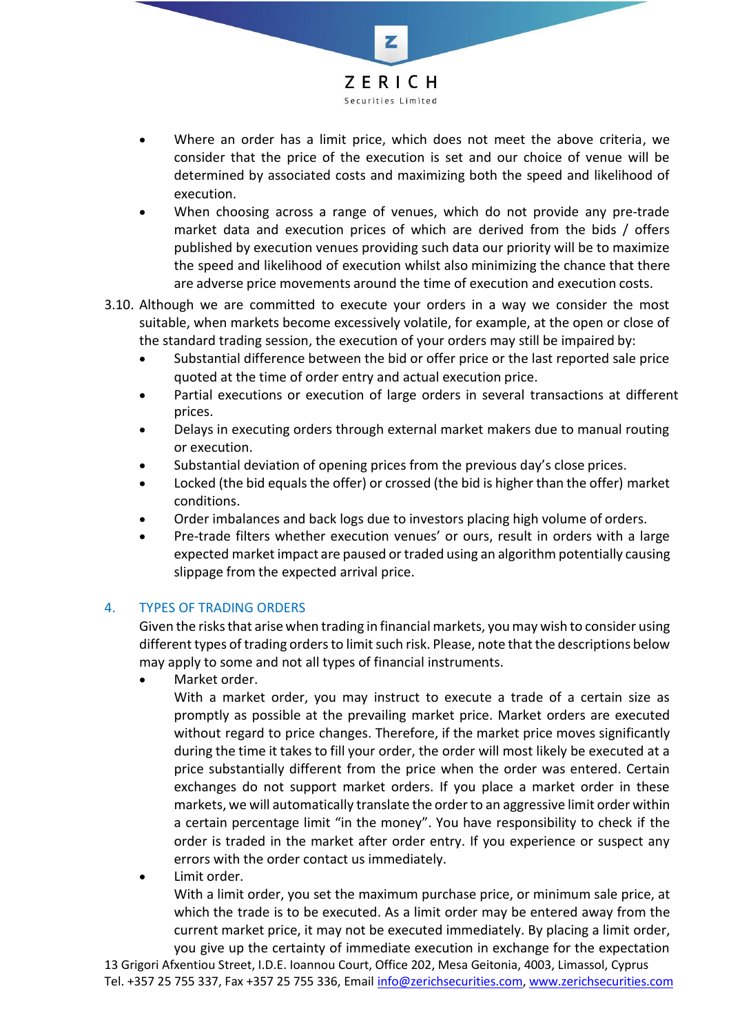- Where an order has a limit price, which does not meet the above criteria, we consider that the price of the execution is set and our choice of venue will be determined by associated costs and maximizing both the speed and likelihood of execution.
- When choosing across a range of venues, which do not provide any pre-trade market data and execution prices of which are derived from the bids / offers published by execution venues providing such data our priority will be to maximize the speed and likelihood of execution whilst also minimizing the chance that there are adverse price movements around the time of execution and execution costs.

3.10. Although we are committed to execute your orders in a way we consider the most suitable, when markets become excessively volatile, for example, at the open or close of the standard trading session, the execution of your orders may still be impaired by:

- Substantial difference between the bid or offer price or the last reported sale price quoted at the time of order entry and actual execution price.
- Partial executions or execution of large orders in several transactions at different prices.
- Delays in executing orders through external market makers due to manual routing or execution.
- Substantial deviation of opening prices from the previous day's close prices.
- Locked (the bid equals the offer) or crossed (the bid is higher than the offer) market conditions.
- Order imbalances and back logs due to investors placing high volume of orders.
- Pre-trade filters whether execution venues' or ours, result in orders with a large expected market impact are paused or traded using an algorithm potentially causing slippage from the expected arrival price.

## 4. TYPES OF TRADING ORDERS

Given the risks that arise when trading in financial markets, you may wish to consider using different types of trading orders to limit such risk. Please, note that the descriptions below may apply to some and not all types of financial instruments.

- Market order.
  With a market order, you may instruct to execute a trade of a certain size as promptly as possible at the prevailing market price. Market orders are executed without regard to price changes. Therefore, if the market price moves significantly during the time it takes to fill your order, the order will most likely be executed at a price substantially different from the price when the order was entered. Certain exchanges do not support market orders. If you place a market order in these markets, we will automatically translate the order to an aggressive limit order within a certain percentage limit "in the money". You have responsibility to check if the order is traded in the market after order entry. If you experience or suspect any errors with the order contact us immediately.
- Limit order.
  With a limit order, you set the maximum purchase price, or minimum sale price, at which the trade is to be executed. As a limit order may be entered away from the current market price, it may not be executed immediately. By placing a limit order, you give up the certainty of immediate execution in exchange for the expectation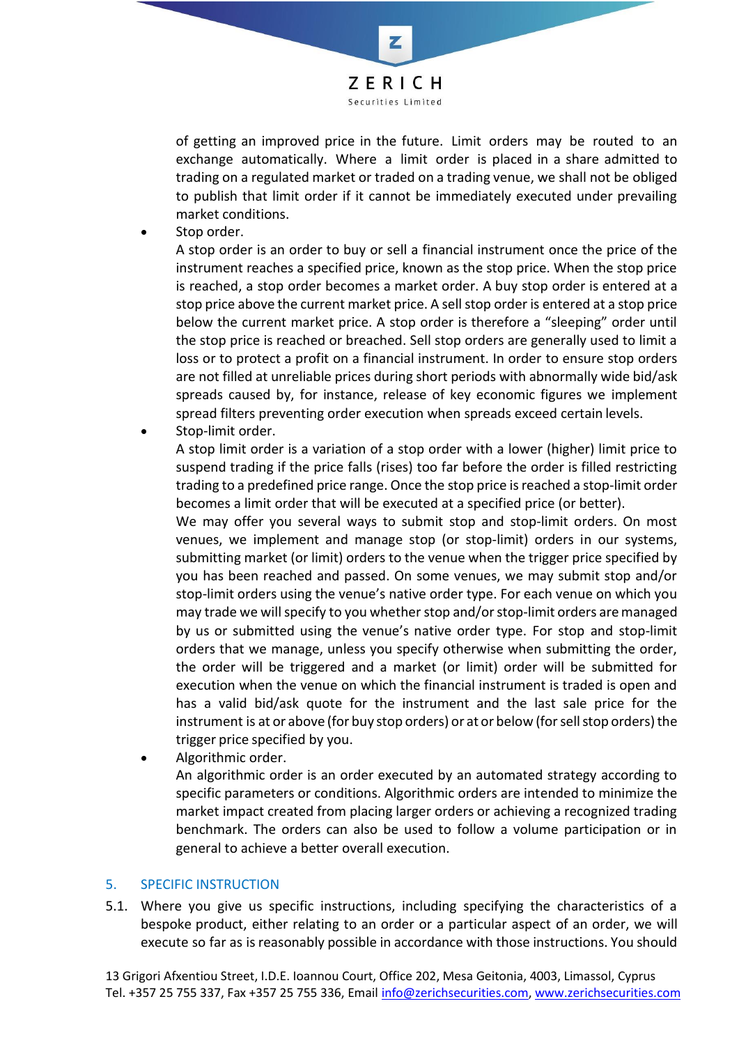of getting an improved price in the future. Limit orders may be routed to an exchange automatically. Where a limit order is placed in a share admitted to trading on a regulated market or traded on a trading venue, we shall not be obliged to publish that limit order if it cannot be immediately executed under prevailing market conditions.

- Stop order.
  A stop order is an order to buy or sell a financial instrument once the price of the instrument reaches a specified price, known as the stop price. When the stop price is reached, a stop order becomes a market order. A buy stop order is entered at a stop price above the current market price. A sell stop order is entered at a stop price below the current market price. A stop order is therefore a "sleeping" order until the stop price is reached or breached. Sell stop orders are generally used to limit a loss or to protect a profit on a financial instrument. In order to ensure stop orders are not filled at unreliable prices during short periods with abnormally wide bid/ask spreads caused by, for instance, release of key economic figures we implement spread filters preventing order execution when spreads exceed certain levels.
- Stop-limit order.
  A stop limit order is a variation of a stop order with a lower (higher) limit price to suspend trading if the price falls (rises) too far before the order is filled restricting trading to a predefined price range. Once the stop price is reached a stop-limit order becomes a limit order that will be executed at a specified price (or better).
  We may offer you several ways to submit stop and stop-limit orders. On most venues, we implement and manage stop (or stop-limit) orders in our systems, submitting market (or limit) orders to the venue when the trigger price specified by you has been reached and passed. On some venues, we may submit stop and/or stop-limit orders using the venue's native order type. For each venue on which you may trade we will specify to you whether stop and/or stop-limit orders are managed by us or submitted using the venue's native order type. For stop and stop-limit orders that we manage, unless you specify otherwise when submitting the order, the order will be triggered and a market (or limit) order will be submitted for execution when the venue on which the financial instrument is traded is open and has a valid bid/ask quote for the instrument and the last sale price for the instrument is at or above (for buy stop orders) or at or below (for sell stop orders) the trigger price specified by you.
- Algorithmic order.
  An algorithmic order is an order executed by an automated strategy according to specific parameters or conditions. Algorithmic orders are intended to minimize the market impact created from placing larger orders or achieving a recognized trading benchmark. The orders can also be used to follow a volume participation or in general to achieve a better overall execution.

## 5. SPECIFIC INSTRUCTION

5.1. Where you give us specific instructions, including specifying the characteristics of a bespoke product, either relating to an order or a particular aspect of an order, we will execute so far as is reasonably possible in accordance with those instructions. You should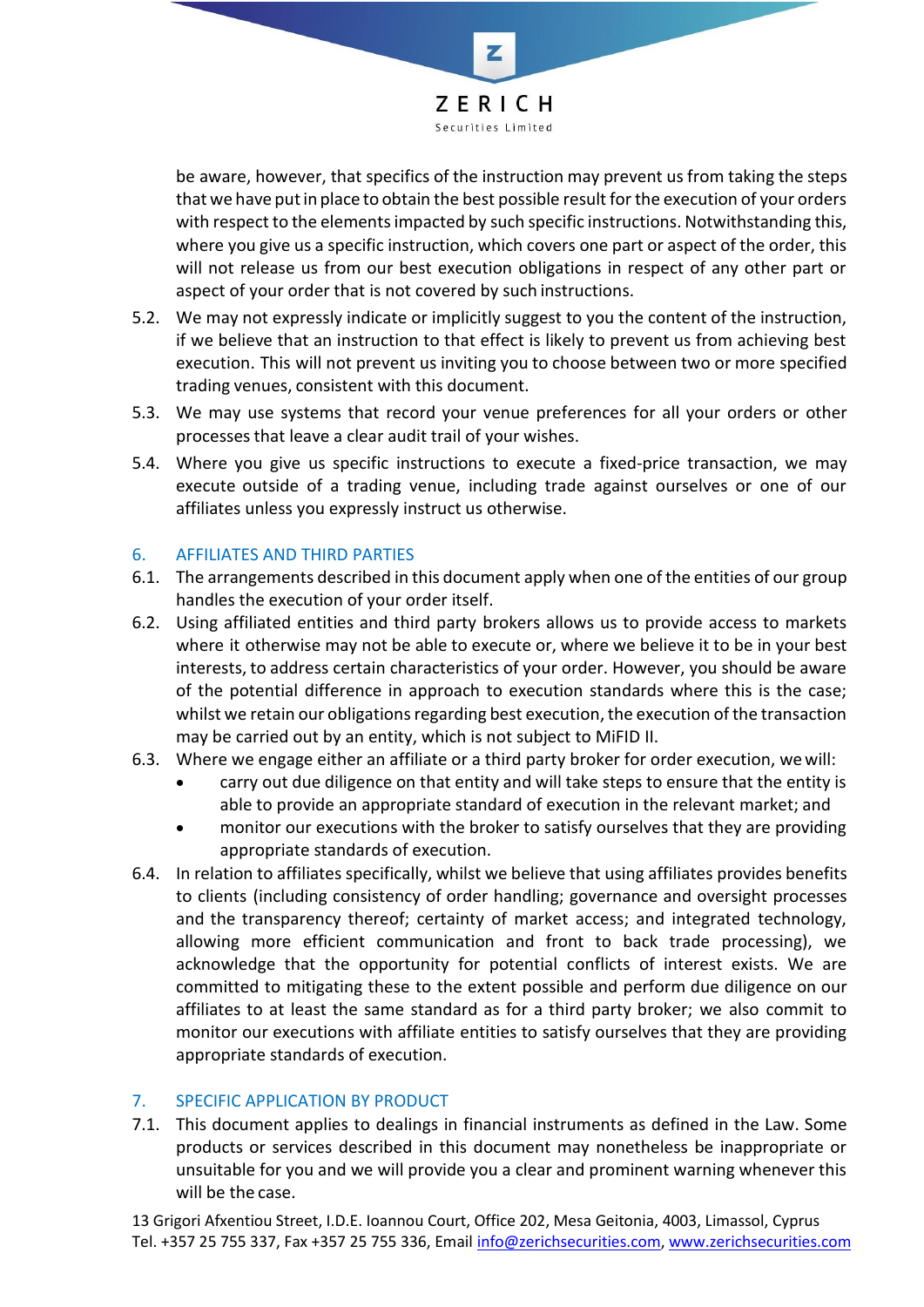be aware, however, that specifics of the instruction may prevent us from taking the steps that we have put in place to obtain the best possible result for the execution of your orders with respect to the elements impacted by such specific instructions. Notwithstanding this, where you give us a specific instruction, which covers one part or aspect of the order, this will not release us from our best execution obligations in respect of any other part or aspect of your order that is not covered by such instructions.

5.2. We may not expressly indicate or implicitly suggest to you the content of the instruction, if we believe that an instruction to that effect is likely to prevent us from achieving best execution. This will not prevent us inviting you to choose between two or more specified trading venues, consistent with this document.

5.3. We may use systems that record your venue preferences for all your orders or other processes that leave a clear audit trail of your wishes.

5.4. Where you give us specific instructions to execute a fixed-price transaction, we may execute outside of a trading venue, including trade against ourselves or one of our affiliates unless you expressly instruct us otherwise.

## 6. AFFILIATES AND THIRD PARTIES

6.1. The arrangements described in this document apply when one of the entities of our group handles the execution of your order itself.

6.2. Using affiliated entities and third party brokers allows us to provide access to markets where it otherwise may not be able to execute or, where we believe it to be in your best interests, to address certain characteristics of your order. However, you should be aware of the potential difference in approach to execution standards where this is the case; whilst we retain our obligations regarding best execution, the execution of the transaction may be carried out by an entity, which is not subject to MiFID II.

6.3. Where we engage either an affiliate or a third party broker for order execution, we will:

- carry out due diligence on that entity and will take steps to ensure that the entity is able to provide an appropriate standard of execution in the relevant market; and
- monitor our executions with the broker to satisfy ourselves that they are providing appropriate standards of execution.

6.4. In relation to affiliates specifically, whilst we believe that using affiliates provides benefits to clients (including consistency of order handling; governance and oversight processes and the transparency thereof; certainty of market access; and integrated technology, allowing more efficient communication and front to back trade processing), we acknowledge that the opportunity for potential conflicts of interest exists. We are committed to mitigating these to the extent possible and perform due diligence on our affiliates to at least the same standard as for a third party broker; we also commit to monitor our executions with affiliate entities to satisfy ourselves that they are providing appropriate standards of execution.

## 7. SPECIFIC APPLICATION BY PRODUCT

7.1. This document applies to dealings in financial instruments as defined in the Law. Some products or services described in this document may nonetheless be inappropriate or unsuitable for you and we will provide you a clear and prominent warning whenever this will be the case.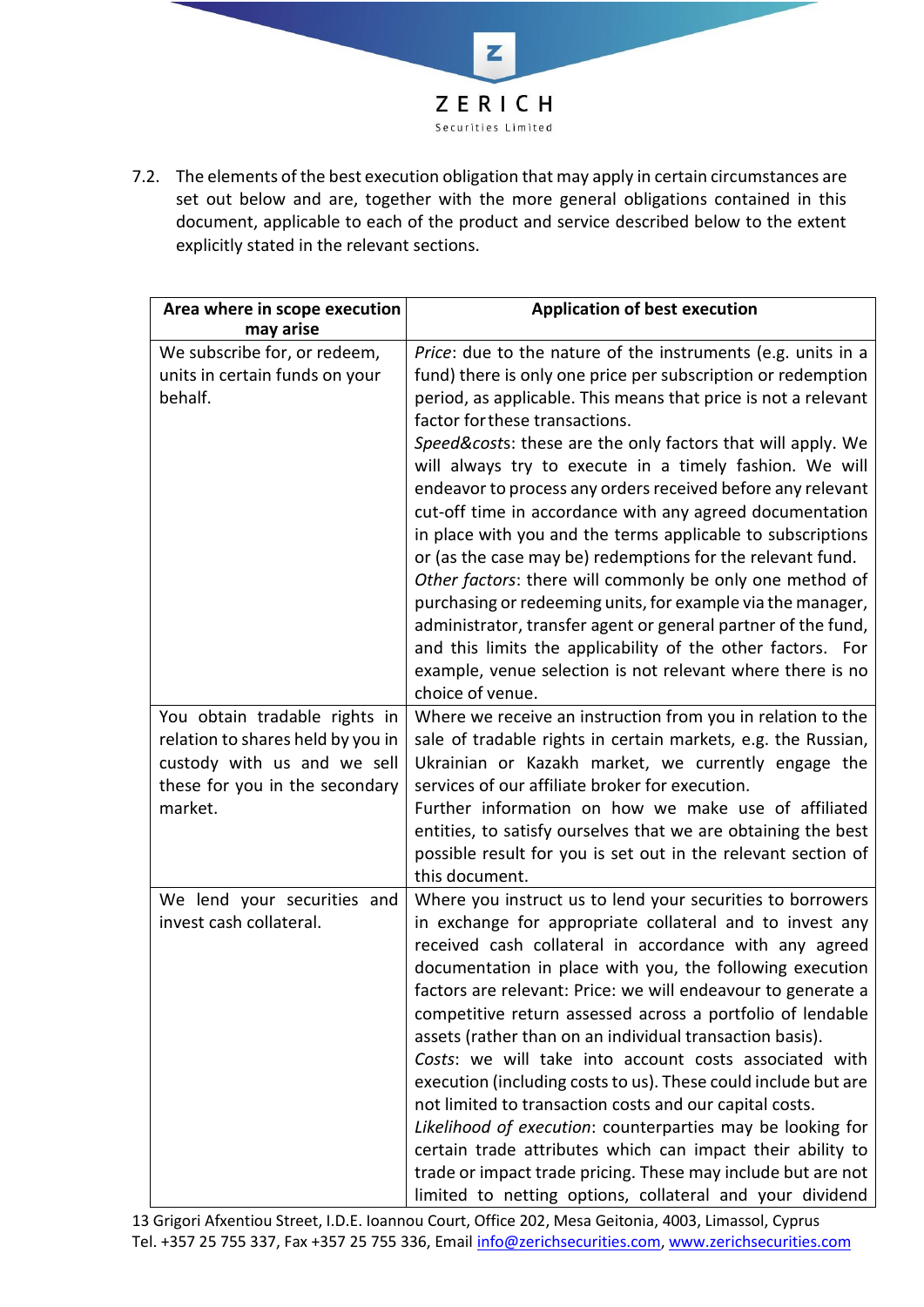7.2. The elements of the best execution obligation that may apply in certain circumstances are set out below and are, together with the more general obligations contained in this document, applicable to each of the product and service described below to the extent explicitly stated in the relevant sections.

| Area where in scope execution may arise | Application of best execution |
|---|---|
| We subscribe for, or redeem, units in certain funds on your behalf. | *Price*: due to the nature of the instruments (e.g. units in a fund) there is only one price per subscription or redemption period, as applicable. This means that price is not a relevant factor for these transactions.<br>*Speed&costs*: these are the only factors that will apply. We will always try to execute in a timely fashion. We will endeavor to process any orders received before any relevant cut-off time in accordance with any agreed documentation in place with you and the terms applicable to subscriptions or (as the case may be) redemptions for the relevant fund.<br>*Other factors*: there will commonly be only one method of purchasing or redeeming units, for example via the manager, administrator, transfer agent or general partner of the fund, and this limits the applicability of the other factors. For example, venue selection is not relevant where there is no choice of venue. |
| You obtain tradable rights in relation to shares held by you in custody with us and we sell these for you in the secondary market. | Where we receive an instruction from you in relation to the sale of tradable rights in certain markets, e.g. the Russian, Ukrainian or Kazakh market, we currently engage the services of our affiliate broker for execution.<br>Further information on how we make use of affiliated entities, to satisfy ourselves that we are obtaining the best possible result for you is set out in the relevant section of this document. |
| We lend your securities and invest cash collateral. | Where you instruct us to lend your securities to borrowers in exchange for appropriate collateral and to invest any received cash collateral in accordance with any agreed documentation in place with you, the following execution factors are relevant: Price: we will endeavour to generate a competitive return assessed across a portfolio of lendable assets (rather than on an individual transaction basis).<br>*Costs*: we will take into account costs associated with execution (including costs to us). These could include but are not limited to transaction costs and our capital costs.<br>*Likelihood of execution*: counterparties may be looking for certain trade attributes which can impact their ability to trade or impact trade pricing. These may include but are not limited to netting options, collateral and your dividend |

13 Grigori Afxentiou Street, I.D.E. Ioannou Court, Office 202, Mesa Geitonia, 4003, Limassol, Cyprus
Tel. +357 25 755 337, Fax +357 25 755 336, Email info@zerichsecurities.com, www.zerichsecurities.com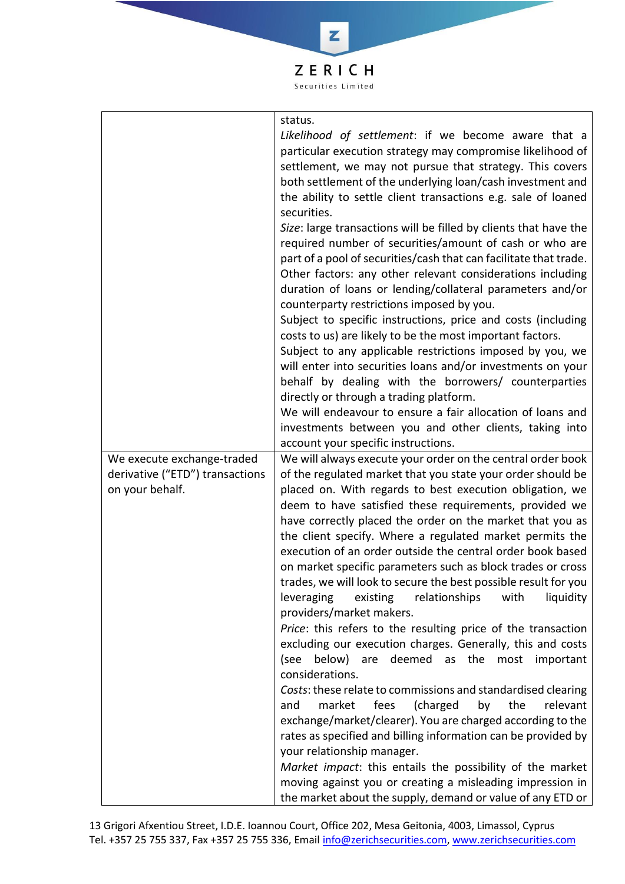| | |
|---|---|
| | status.<br>*Likelihood of settlement*: if we become aware that a particular execution strategy may compromise likelihood of settlement, we may not pursue that strategy. This covers both settlement of the underlying loan/cash investment and the ability to settle client transactions e.g. sale of loaned securities.<br>*Size*: large transactions will be filled by clients that have the required number of securities/amount of cash or who are part of a pool of securities/cash that can facilitate that trade.<br>Other factors: any other relevant considerations including duration of loans or lending/collateral parameters and/or counterparty restrictions imposed by you.<br>Subject to specific instructions, price and costs (including costs to us) are likely to be the most important factors.<br>Subject to any applicable restrictions imposed by you, we will enter into securities loans and/or investments on your behalf by dealing with the borrowers/ counterparties directly or through a trading platform.<br>We will endeavour to ensure a fair allocation of loans and investments between you and other clients, taking into account your specific instructions. |
| We execute exchange-traded derivative ("ETD") transactions on your behalf. | We will always execute your order on the central order book of the regulated market that you state your order should be placed on. With regards to best execution obligation, we deem to have satisfied these requirements, provided we have correctly placed the order on the market that you as the client specify. Where a regulated market permits the execution of an order outside the central order book based on market specific parameters such as block trades or cross trades, we will look to secure the best possible result for you leveraging existing relationships with liquidity providers/market makers.<br>*Price*: this refers to the resulting price of the transaction excluding our execution charges. Generally, this and costs (see below) are deemed as the most important considerations.<br>*Costs*: these relate to commissions and standardised clearing and market fees (charged by the relevant exchange/market/clearer). You are charged according to the rates as specified and billing information can be provided by your relationship manager.<br>*Market impact*: this entails the possibility of the market moving against you or creating a misleading impression in the market about the supply, demand or value of any ETD or |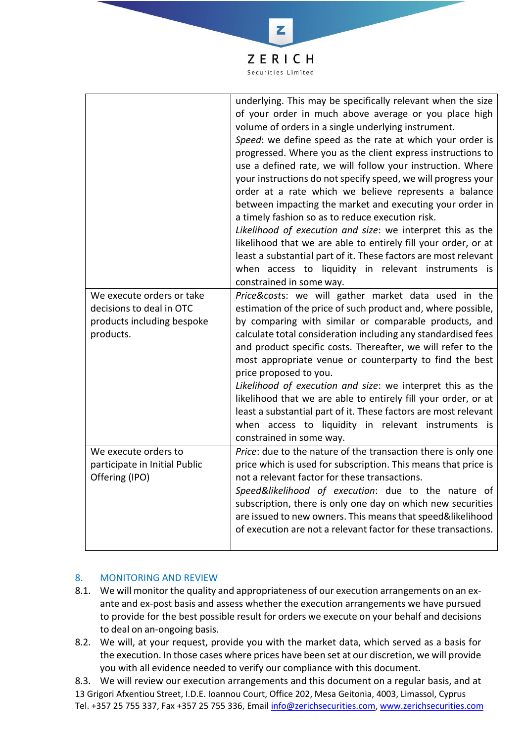| | |
|---|---|
| | underlying. This may be specifically relevant when the size of your order in much above average or you place high volume of orders in a single underlying instrument.<br>*Speed*: we define speed as the rate at which your order is progressed. Where you as the client express instructions to use a defined rate, we will follow your instruction. Where your instructions do not specify speed, we will progress your order at a rate which we believe represents a balance between impacting the market and executing your order in a timely fashion so as to reduce execution risk.<br>*Likelihood of execution and size*: we interpret this as the likelihood that we are able to entirely fill your order, or at least a substantial part of it. These factors are most relevant when access to liquidity in relevant instruments is constrained in some way. |
| We execute orders or take decisions to deal in OTC products including bespoke products. | *Price&costs*: we will gather market data used in the estimation of the price of such product and, where possible, by comparing with similar or comparable products, and calculate total consideration including any standardised fees and product specific costs. Thereafter, we will refer to the most appropriate venue or counterparty to find the best price proposed to you.<br>*Likelihood of execution and size*: we interpret this as the likelihood that we are able to entirely fill your order, or at least a substantial part of it. These factors are most relevant when access to liquidity in relevant instruments is constrained in some way. |
| We execute orders to participate in Initial Public Offering (IPO) | *Price*: due to the nature of the transaction there is only one price which is used for subscription. This means that price is not a relevant factor for these transactions.<br>*Speed&likelihood of execution*: due to the nature of subscription, there is only one day on which new securities are issued to new owners. This means that speed&likelihood of execution are not a relevant factor for these transactions. |

## 8. MONITORING AND REVIEW

8.1. We will monitor the quality and appropriateness of our execution arrangements on an ex-ante and ex-post basis and assess whether the execution arrangements we have pursued to provide for the best possible result for orders we execute on your behalf and decisions to deal on an-ongoing basis.

8.2. We will, at your request, provide you with the market data, which served as a basis for the execution. In those cases where prices have been set at our discretion, we will provide you with all evidence needed to verify our compliance with this document.

8.3. We will review our execution arrangements and this document on a regular basis, and at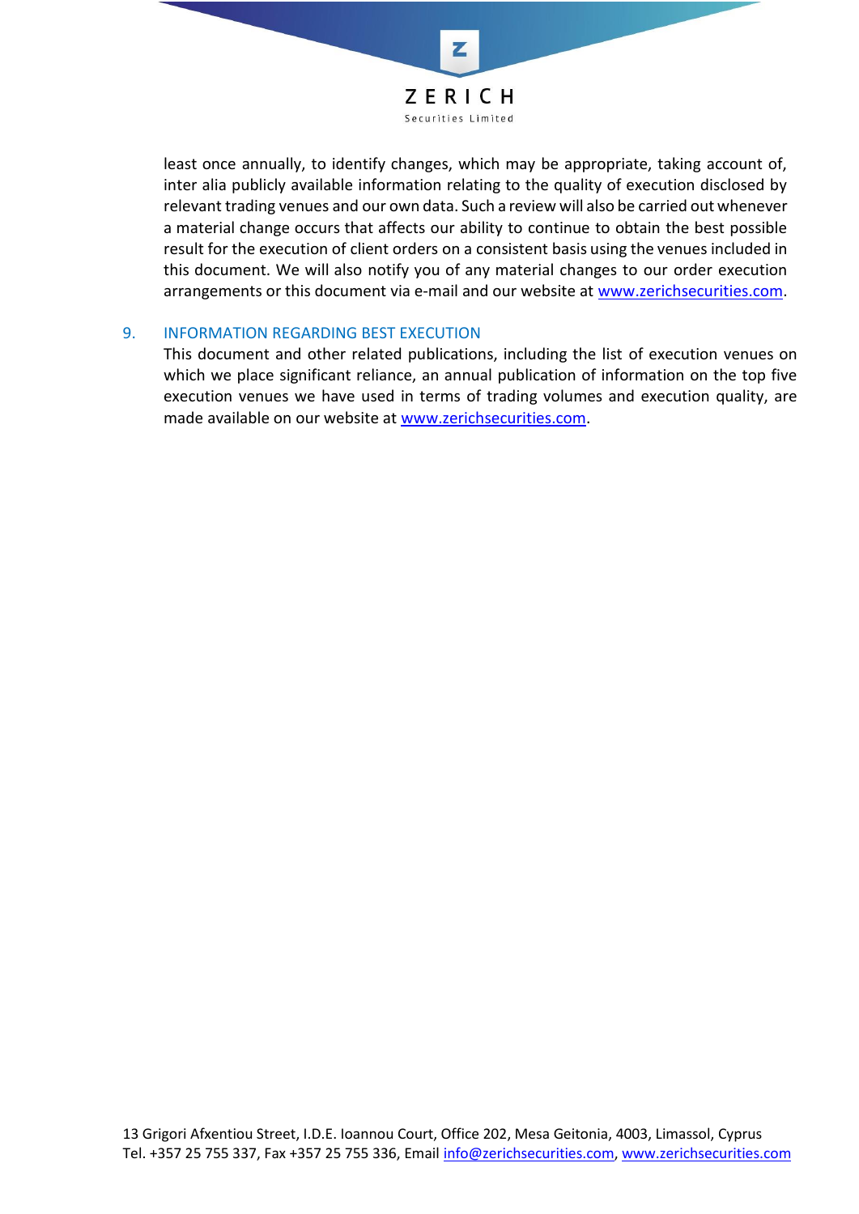least once annually, to identify changes, which may be appropriate, taking account of, inter alia publicly available information relating to the quality of execution disclosed by relevant trading venues and our own data. Such a review will also be carried out whenever a material change occurs that affects our ability to continue to obtain the best possible result for the execution of client orders on a consistent basis using the venues included in this document. We will also notify you of any material changes to our order execution arrangements or this document via e-mail and our website at www.zerichsecurities.com.

## 9. INFORMATION REGARDING BEST EXECUTION

This document and other related publications, including the list of execution venues on which we place significant reliance, an annual publication of information on the top five execution venues we have used in terms of trading volumes and execution quality, are made available on our website at www.zerichsecurities.com.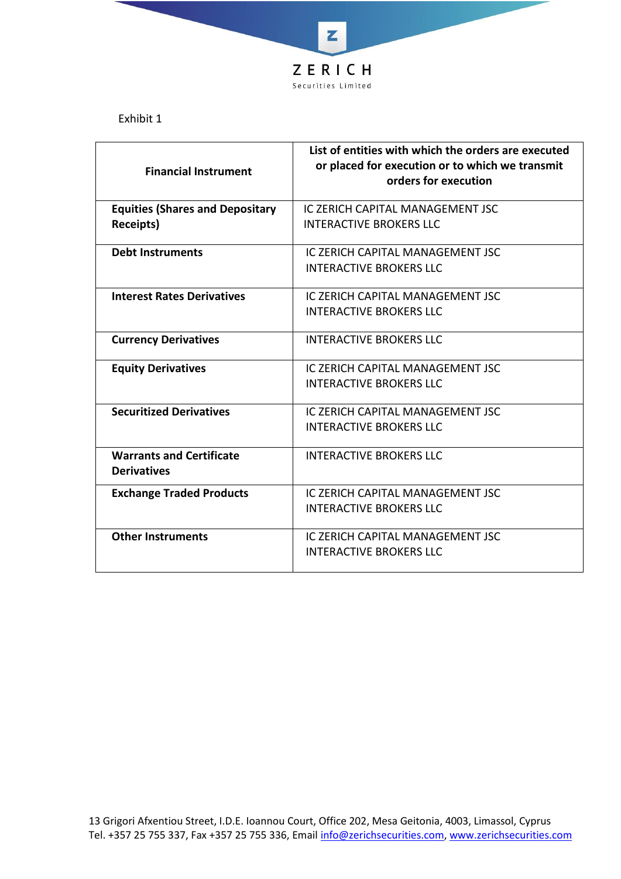Exhibit 1

| Financial Instrument | List of entities with which the orders are executed or placed for execution or to which we transmit orders for execution |
|---|---|
| **Equities (Shares and Depositary Receipts)** | IC ZERICH CAPITAL MANAGEMENT JSC<br>INTERACTIVE BROKERS LLC |
| **Debt Instruments** | IC ZERICH CAPITAL MANAGEMENT JSC<br>INTERACTIVE BROKERS LLC |
| **Interest Rates Derivatives** | IC ZERICH CAPITAL MANAGEMENT JSC<br>INTERACTIVE BROKERS LLC |
| **Currency Derivatives** | INTERACTIVE BROKERS LLC |
| **Equity Derivatives** | IC ZERICH CAPITAL MANAGEMENT JSC<br>INTERACTIVE BROKERS LLC |
| **Securitized Derivatives** | IC ZERICH CAPITAL MANAGEMENT JSC<br>INTERACTIVE BROKERS LLC |
| **Warrants and Certificate Derivatives** | INTERACTIVE BROKERS LLC |
| **Exchange Traded Products** | IC ZERICH CAPITAL MANAGEMENT JSC<br>INTERACTIVE BROKERS LLC |
| **Other Instruments** | IC ZERICH CAPITAL MANAGEMENT JSC<br>INTERACTIVE BROKERS LLC |